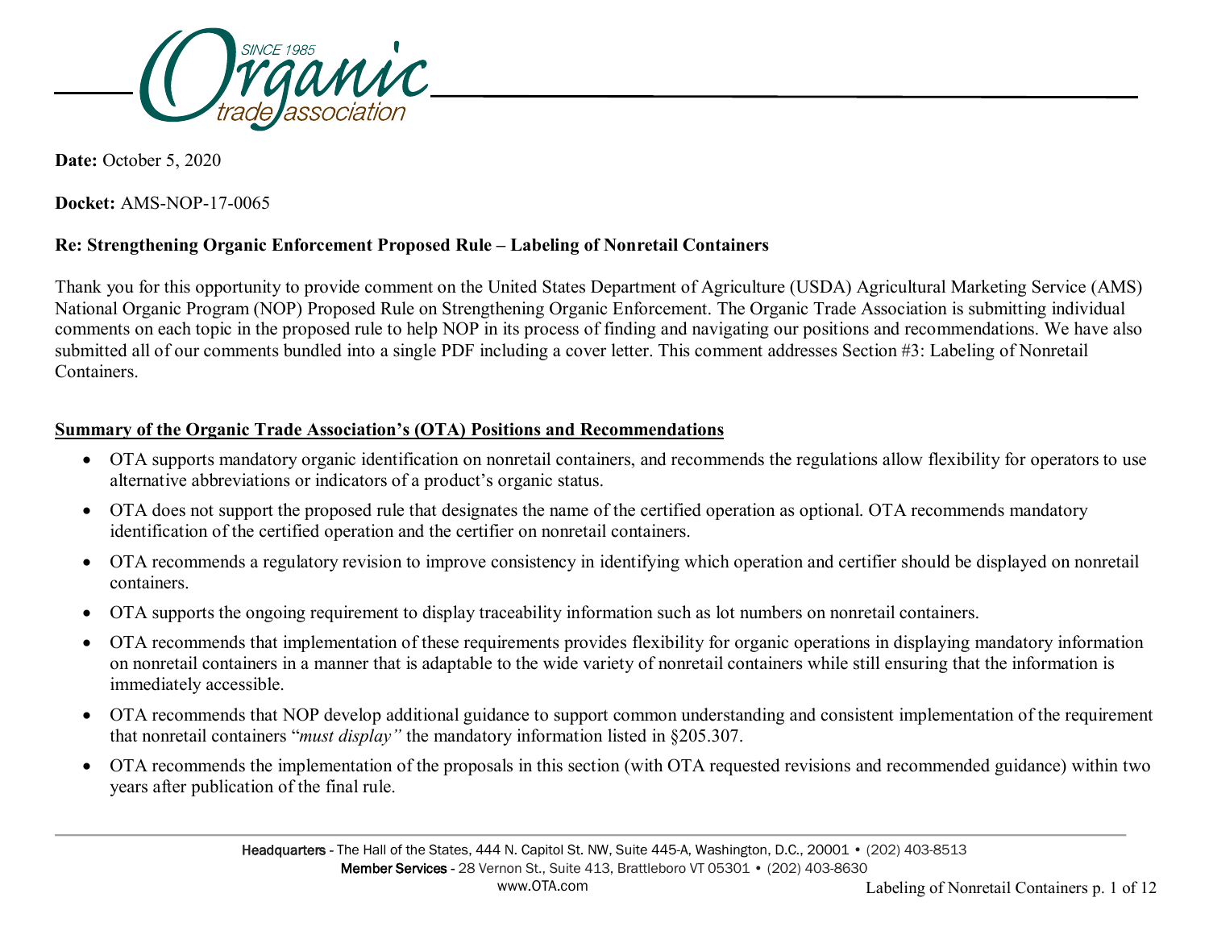**Date:** October 5, 2020

**Docket:** AMS-NOP-17-0065

**Re: Strengthening Organic Enforcement Proposed Rule – Labeling of Nonretail Containers**

Thank you for this opportunity to provide comment on the United States Department of Agriculture (USDA) Agricultural Marketing Service (AMS) National Organic Program (NOP) Proposed Rule on Strengthening Organic Enforcement. The Organic Trade Association is submitting individual comments on each topic in the proposed rule to help NOP in its process of finding and navigating our positions and recommendations. We have also submitted all of our comments bundled into a single PDF including a cover letter. This comment addresses Section #3: Labeling of Nonretail Containers.

## Summary of the Organic Trade Association's (OTA) Positions and Recommendations

- OTA supports mandatory organic identification on nonretail containers, and recommends the regulations allow flexibility for operators to use alternative abbreviations or indicators of a product's organic status.
- OTA does not support the proposed rule that designates the name of the certified operation as optional. OTA recommends mandatory identification of the certified operation and the certifier on nonretail containers.
- OTA recommends a regulatory revision to improve consistency in identifying which operation and certifier should be displayed on nonretail containers.
- OTA supports the ongoing requirement to display traceability information such as lot numbers on nonretail containers.
- OTA recommends that implementation of these requirements provides flexibility for organic operations in displaying mandatory information on nonretail containers in a manner that is adaptable to the wide variety of nonretail containers while still ensuring that the information is immediately accessible.
- OTA recommends that NOP develop additional guidance to support common understanding and consistent implementation of the requirement that nonretail containers "*must display"* the mandatory information listed in §205.307.
- OTA recommends the implementation of the proposals in this section (with OTA requested revisions and recommended guidance) within two years after publication of the final rule.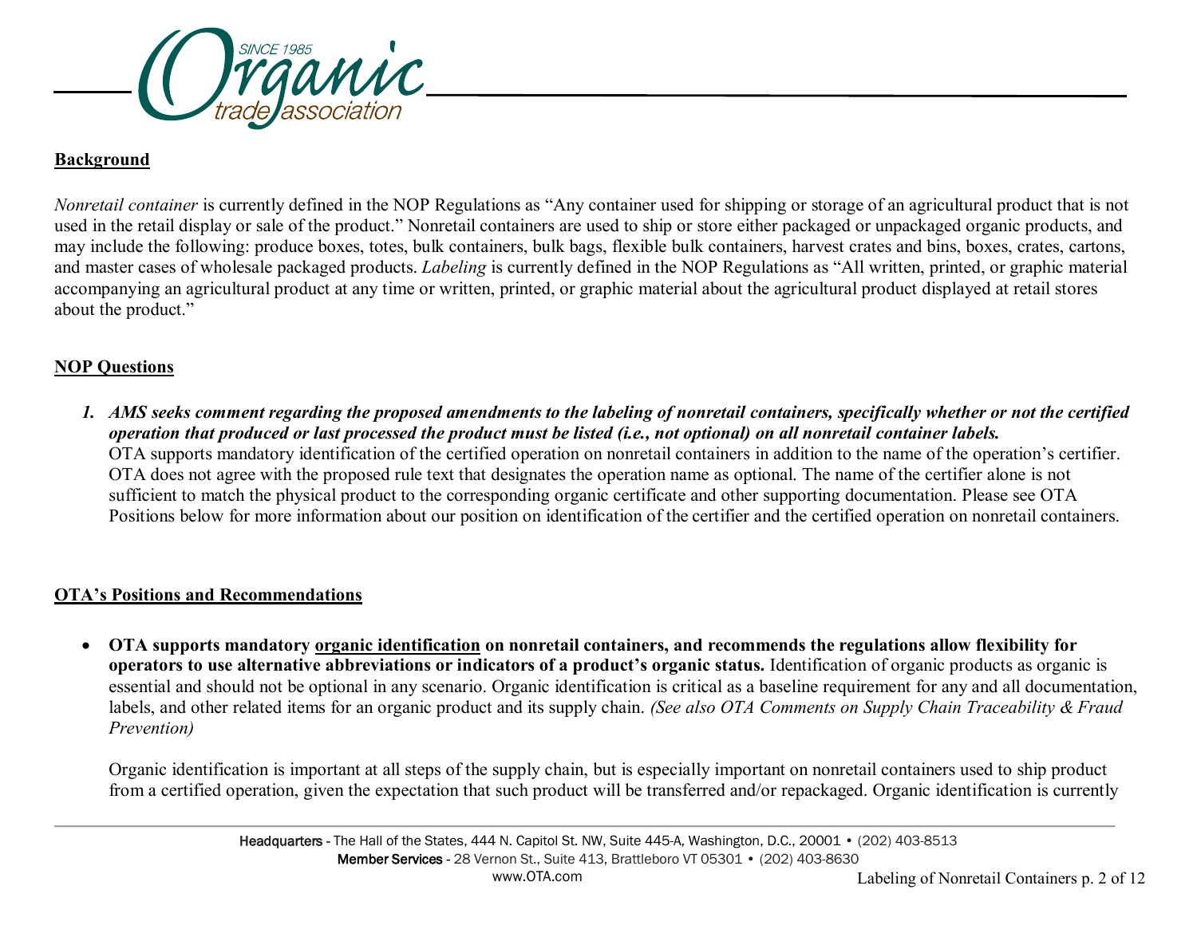## Background

*Nonretail container* is currently defined in the NOP Regulations as "Any container used for shipping or storage of an agricultural product that is not used in the retail display or sale of the product." Nonretail containers are used to ship or store either packaged or unpackaged organic products, and may include the following: produce boxes, totes, bulk containers, bulk bags, flexible bulk containers, harvest crates and bins, boxes, crates, cartons, and master cases of wholesale packaged products. *Labeling* is currently defined in the NOP Regulations as "All written, printed, or graphic material accompanying an agricultural product at any time or written, printed, or graphic material about the agricultural product displayed at retail stores about the product."

## NOP Questions

1. ***AMS seeks comment regarding the proposed amendments to the labeling of nonretail containers, specifically whether or not the certified operation that produced or last processed the product must be listed (i.e., not optional) on all nonretail container labels.***
   OTA supports mandatory identification of the certified operation on nonretail containers in addition to the name of the operation's certifier. OTA does not agree with the proposed rule text that designates the operation name as optional. The name of the certifier alone is not sufficient to match the physical product to the corresponding organic certificate and other supporting documentation. Please see OTA Positions below for more information about our position on identification of the certifier and the certified operation on nonretail containers.

## OTA's Positions and Recommendations

- **OTA supports mandatory organic identification on nonretail containers, and recommends the regulations allow flexibility for operators to use alternative abbreviations or indicators of a product's organic status.** Identification of organic products as organic is essential and should not be optional in any scenario. Organic identification is critical as a baseline requirement for any and all documentation, labels, and other related items for an organic product and its supply chain. *(See also OTA Comments on Supply Chain Traceability & Fraud Prevention)*

  Organic identification is important at all steps of the supply chain, but is especially important on nonretail containers used to ship product from a certified operation, given the expectation that such product will be transferred and/or repackaged. Organic identification is currently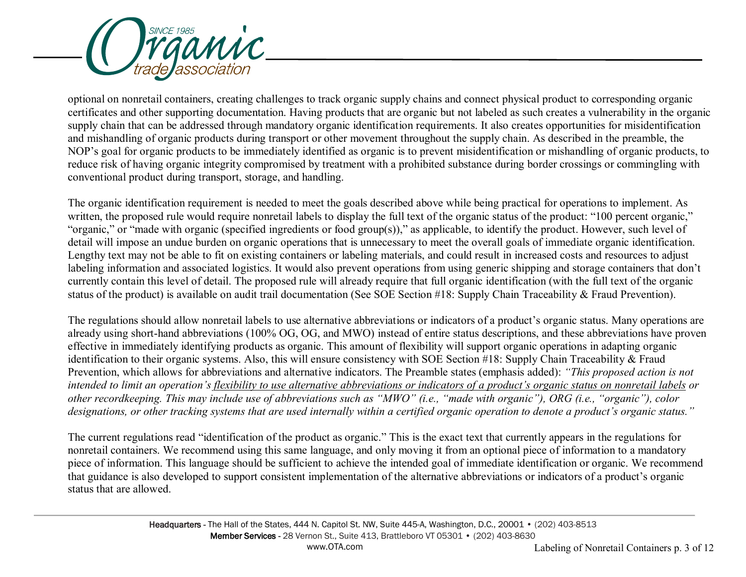optional on nonretail containers, creating challenges to track organic supply chains and connect physical product to corresponding organic certificates and other supporting documentation. Having products that are organic but not labeled as such creates a vulnerability in the organic supply chain that can be addressed through mandatory organic identification requirements. It also creates opportunities for misidentification and mishandling of organic products during transport or other movement throughout the supply chain. As described in the preamble, the NOP's goal for organic products to be immediately identified as organic is to prevent misidentification or mishandling of organic products, to reduce risk of having organic integrity compromised by treatment with a prohibited substance during border crossings or commingling with conventional product during transport, storage, and handling.

The organic identification requirement is needed to meet the goals described above while being practical for operations to implement. As written, the proposed rule would require nonretail labels to display the full text of the organic status of the product: "100 percent organic," "organic," or "made with organic (specified ingredients or food group(s))," as applicable, to identify the product. However, such level of detail will impose an undue burden on organic operations that is unnecessary to meet the overall goals of immediate organic identification. Lengthy text may not be able to fit on existing containers or labeling materials, and could result in increased costs and resources to adjust labeling information and associated logistics. It would also prevent operations from using generic shipping and storage containers that don't currently contain this level of detail. The proposed rule will already require that full organic identification (with the full text of the organic status of the product) is available on audit trail documentation (See SOE Section #18: Supply Chain Traceability & Fraud Prevention).

The regulations should allow nonretail labels to use alternative abbreviations or indicators of a product's organic status. Many operations are already using short-hand abbreviations (100% OG, OG, and MWO) instead of entire status descriptions, and these abbreviations have proven effective in immediately identifying products as organic. This amount of flexibility will support organic operations in adapting organic identification to their organic systems. Also, this will ensure consistency with SOE Section #18: Supply Chain Traceability & Fraud Prevention, which allows for abbreviations and alternative indicators. The Preamble states (emphasis added): *"This proposed action is not intended to limit an operation's <u>flexibility to use alternative abbreviations or indicators of a product's organic status on nonretail labels</u> or other recordkeeping. This may include use of abbreviations such as "MWO" (i.e., "made with organic"), ORG (i.e., "organic"), color designations, or other tracking systems that are used internally within a certified organic operation to denote a product's organic status."*

The current regulations read "identification of the product as organic." This is the exact text that currently appears in the regulations for nonretail containers. We recommend using this same language, and only moving it from an optional piece of information to a mandatory piece of information. This language should be sufficient to achieve the intended goal of immediate identification or organic. We recommend that guidance is also developed to support consistent implementation of the alternative abbreviations or indicators of a product's organic status that are allowed.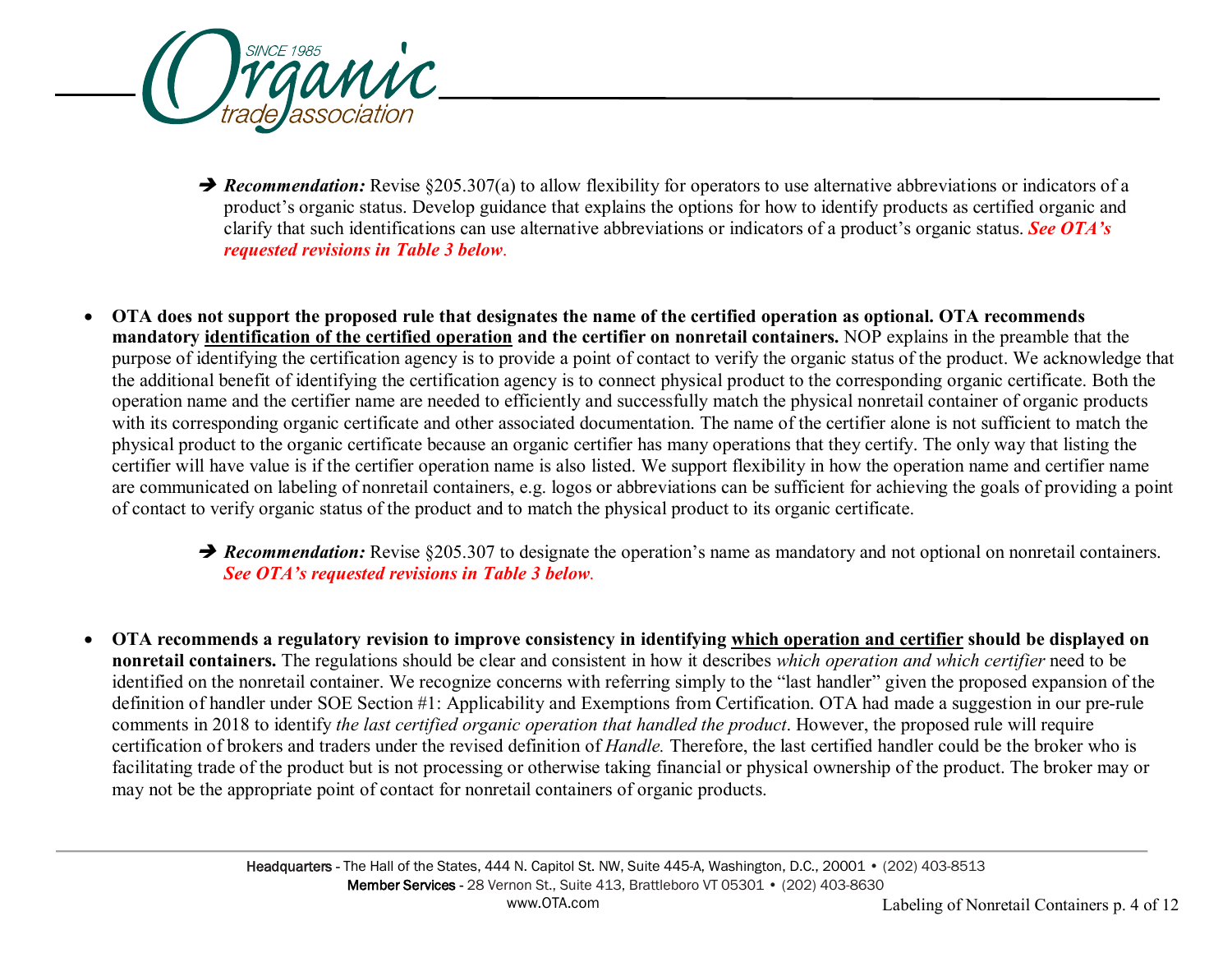➔ ***Recommendation:*** Revise §205.307(a) to allow flexibility for operators to use alternative abbreviations or indicators of a product's organic status. Develop guidance that explains the options for how to identify products as certified organic and clarify that such identifications can use alternative abbreviations or indicators of a product's organic status. ***See OTA's requested revisions in Table 3 below.***

- **OTA does not support the proposed rule that designates the name of the certified operation as optional. OTA recommends mandatory <u>identification of the certified operation</u> and the certifier on nonretail containers.** NOP explains in the preamble that the purpose of identifying the certification agency is to provide a point of contact to verify the organic status of the product. We acknowledge that the additional benefit of identifying the certification agency is to connect physical product to the corresponding organic certificate. Both the operation name and the certifier name are needed to efficiently and successfully match the physical nonretail container of organic products with its corresponding organic certificate and other associated documentation. The name of the certifier alone is not sufficient to match the physical product to the organic certificate because an organic certifier has many operations that they certify. The only way that listing the certifier will have value is if the certifier operation name is also listed. We support flexibility in how the operation name and certifier name are communicated on labeling of nonretail containers, e.g. logos or abbreviations can be sufficient for achieving the goals of providing a point of contact to verify organic status of the product and to match the physical product to its organic certificate.

  ➔ ***Recommendation:*** Revise §205.307 to designate the operation's name as mandatory and not optional on nonretail containers. ***See OTA's requested revisions in Table 3 below.***

- **OTA recommends a regulatory revision to improve consistency in identifying <u>which operation and certifier</u> should be displayed on nonretail containers.** The regulations should be clear and consistent in how it describes *which operation and which certifier* need to be identified on the nonretail container. We recognize concerns with referring simply to the "last handler" given the proposed expansion of the definition of handler under SOE Section #1: Applicability and Exemptions from Certification. OTA had made a suggestion in our pre-rule comments in 2018 to identify *the last certified organic operation that handled the product*. However, the proposed rule will require certification of brokers and traders under the revised definition of *Handle.* Therefore, the last certified handler could be the broker who is facilitating trade of the product but is not processing or otherwise taking financial or physical ownership of the product. The broker may or may not be the appropriate point of contact for nonretail containers of organic products.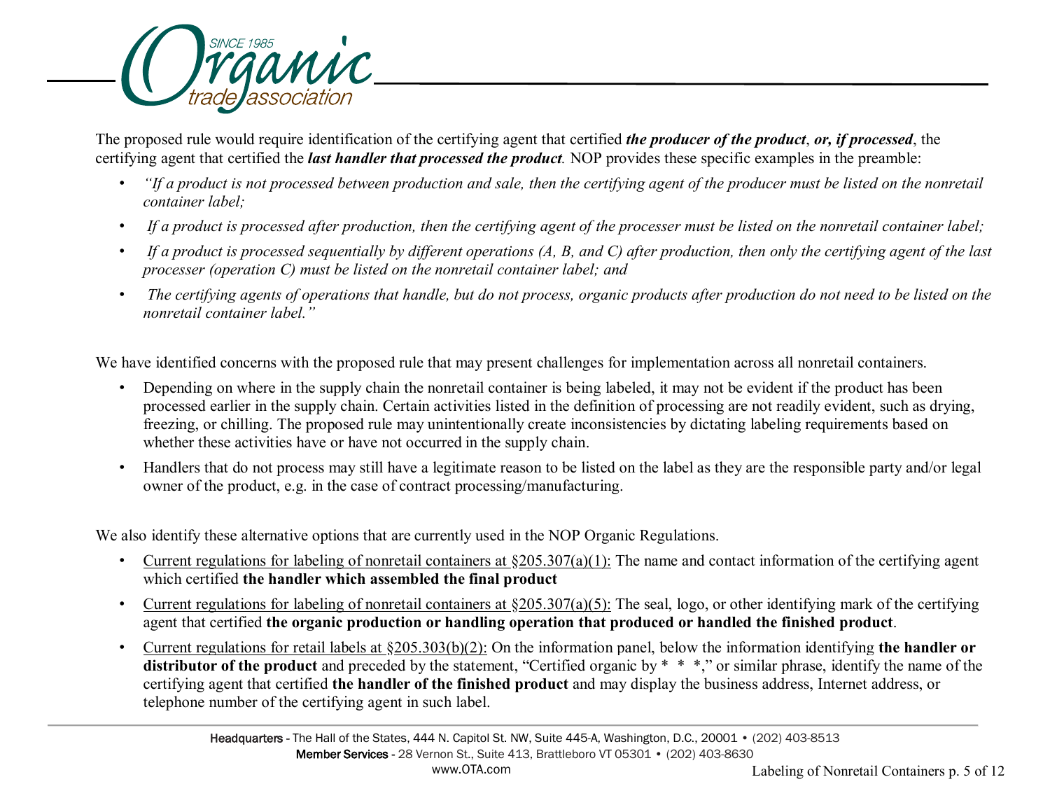The proposed rule would require identification of the certifying agent that certified ***the producer of the product***, ***or, if processed***, the certifying agent that certified the ***last handler that processed the product***. NOP provides these specific examples in the preamble:

- *"If a product is not processed between production and sale, then the certifying agent of the producer must be listed on the nonretail container label;*
- *If a product is processed after production, then the certifying agent of the processer must be listed on the nonretail container label;*
- *If a product is processed sequentially by different operations (A, B, and C) after production, then only the certifying agent of the last processer (operation C) must be listed on the nonretail container label; and*
- *The certifying agents of operations that handle, but do not process, organic products after production do not need to be listed on the nonretail container label."*

We have identified concerns with the proposed rule that may present challenges for implementation across all nonretail containers.

- Depending on where in the supply chain the nonretail container is being labeled, it may not be evident if the product has been processed earlier in the supply chain. Certain activities listed in the definition of processing are not readily evident, such as drying, freezing, or chilling. The proposed rule may unintentionally create inconsistencies by dictating labeling requirements based on whether these activities have or have not occurred in the supply chain.
- Handlers that do not process may still have a legitimate reason to be listed on the label as they are the responsible party and/or legal owner of the product, e.g. in the case of contract processing/manufacturing.

We also identify these alternative options that are currently used in the NOP Organic Regulations.

- Current regulations for labeling of nonretail containers at §205.307(a)(1): The name and contact information of the certifying agent which certified **the handler which assembled the final product**
- Current regulations for labeling of nonretail containers at §205.307(a)(5): The seal, logo, or other identifying mark of the certifying agent that certified **the organic production or handling operation that produced or handled the finished product**.
- Current regulations for retail labels at §205.303(b)(2): On the information panel, below the information identifying **the handler or distributor of the product** and preceded by the statement, "Certified organic by * * *," or similar phrase, identify the name of the certifying agent that certified **the handler of the finished product** and may display the business address, Internet address, or telephone number of the certifying agent in such label.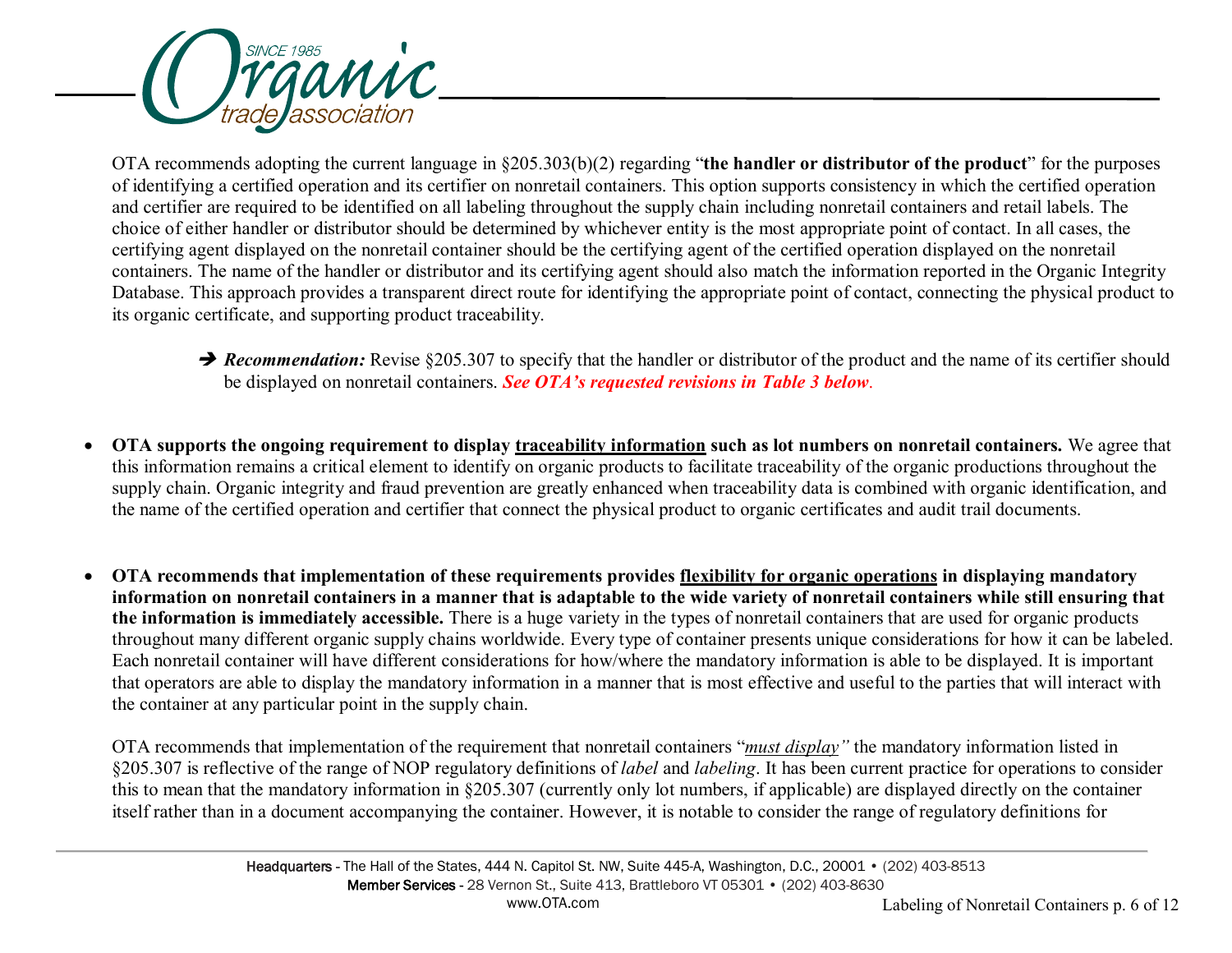OTA recommends adopting the current language in §205.303(b)(2) regarding "**the handler or distributor of the product**" for the purposes of identifying a certified operation and its certifier on nonretail containers. This option supports consistency in which the certified operation and certifier are required to be identified on all labeling throughout the supply chain including nonretail containers and retail labels. The choice of either handler or distributor should be determined by whichever entity is the most appropriate point of contact. In all cases, the certifying agent displayed on the nonretail container should be the certifying agent of the certified operation displayed on the nonretail containers. The name of the handler or distributor and its certifying agent should also match the information reported in the Organic Integrity Database. This approach provides a transparent direct route for identifying the appropriate point of contact, connecting the physical product to its organic certificate, and supporting product traceability.

> ➔ ***Recommendation:*** Revise §205.307 to specify that the handler or distributor of the product and the name of its certifier should be displayed on nonretail containers. ***See OTA's requested revisions in Table 3 below.***

- **OTA supports the ongoing requirement to display traceability information such as lot numbers on nonretail containers.** We agree that this information remains a critical element to identify on organic products to facilitate traceability of the organic productions throughout the supply chain. Organic integrity and fraud prevention are greatly enhanced when traceability data is combined with organic identification, and the name of the certified operation and certifier that connect the physical product to organic certificates and audit trail documents.

- **OTA recommends that implementation of these requirements provides flexibility for organic operations in displaying mandatory information on nonretail containers in a manner that is adaptable to the wide variety of nonretail containers while still ensuring that the information is immediately accessible.** There is a huge variety in the types of nonretail containers that are used for organic products throughout many different organic supply chains worldwide. Every type of container presents unique considerations for how it can be labeled. Each nonretail container will have different considerations for how/where the mandatory information is able to be displayed. It is important that operators are able to display the mandatory information in a manner that is most effective and useful to the parties that will interact with the container at any particular point in the supply chain.

  OTA recommends that implementation of the requirement that nonretail containers "*must display*" the mandatory information listed in §205.307 is reflective of the range of NOP regulatory definitions of *label* and *labeling*. It has been current practice for operations to consider this to mean that the mandatory information in §205.307 (currently only lot numbers, if applicable) are displayed directly on the container itself rather than in a document accompanying the container. However, it is notable to consider the range of regulatory definitions for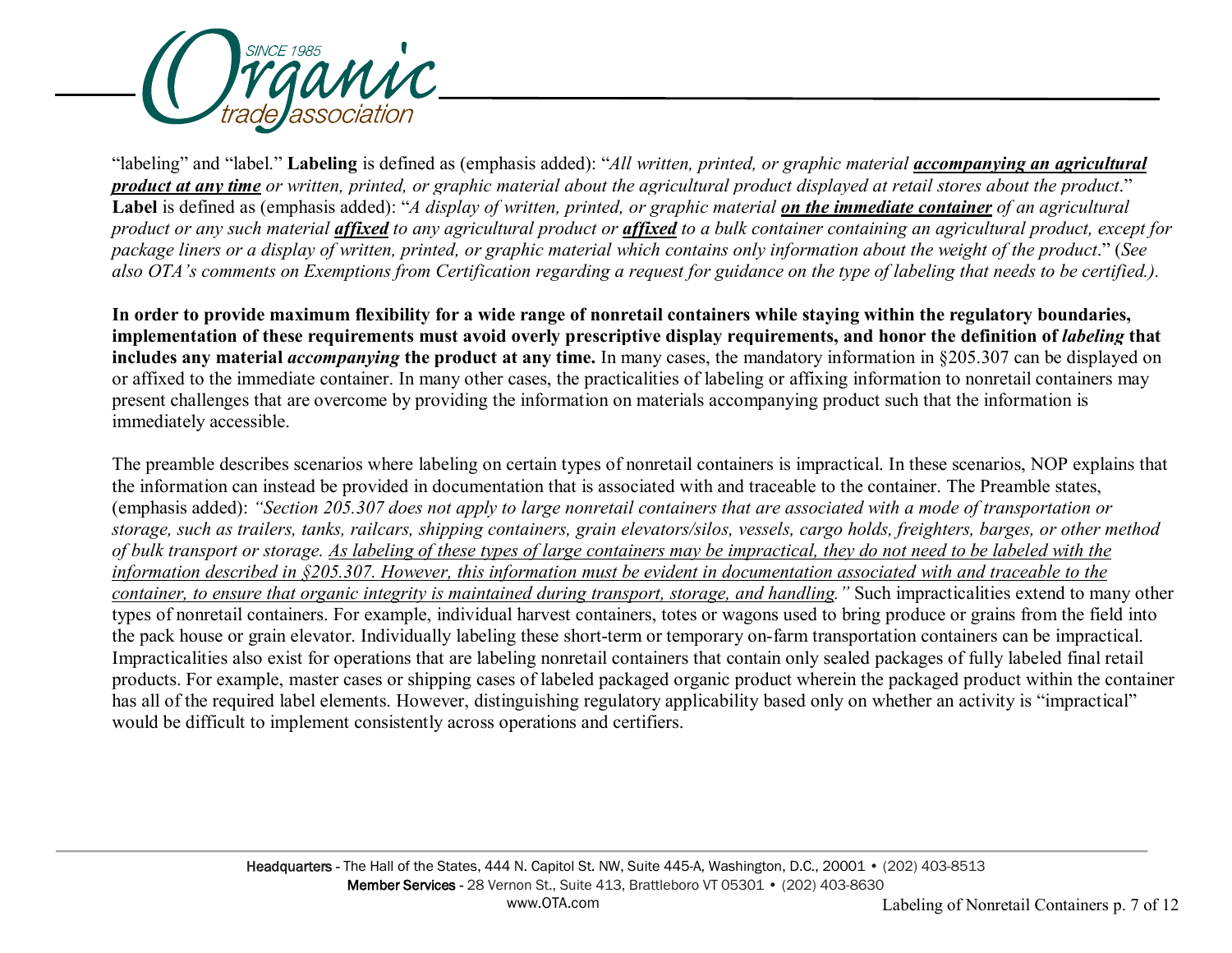"labeling" and "label." **Labeling** is defined as (emphasis added): "*All written, printed, or graphic material* ***accompanying an agricultural product at any time*** *or written, printed, or graphic material about the agricultural product displayed at retail stores about the product*." **Label** is defined as (emphasis added): "*A display of written, printed, or graphic material* ***on the immediate container*** *of an agricultural product or any such material* ***affixed*** *to any agricultural product or* ***affixed*** *to a bulk container containing an agricultural product, except for package liners or a display of written, printed, or graphic material which contains only information about the weight of the product*." (*See also OTA's comments on Exemptions from Certification regarding a request for guidance on the type of labeling that needs to be certified.).*

**In order to provide maximum flexibility for a wide range of nonretail containers while staying within the regulatory boundaries, implementation of these requirements must avoid overly prescriptive display requirements, and honor the definition of *labeling* that includes any material *accompanying* the product at any time.** In many cases, the mandatory information in §205.307 can be displayed on or affixed to the immediate container. In many other cases, the practicalities of labeling or affixing information to nonretail containers may present challenges that are overcome by providing the information on materials accompanying product such that the information is immediately accessible.

The preamble describes scenarios where labeling on certain types of nonretail containers is impractical. In these scenarios, NOP explains that the information can instead be provided in documentation that is associated with and traceable to the container. The Preamble states, (emphasis added): *"Section 205.307 does not apply to large nonretail containers that are associated with a mode of transportation or storage, such as trailers, tanks, railcars, shipping containers, grain elevators/silos, vessels, cargo holds, freighters, barges, or other method of bulk transport or storage. <u>As labeling of these types of large containers may be impractical, they do not need to be labeled with the information described in §205.307. However, this information must be evident in documentation associated with and traceable to the container, to ensure that organic integrity is maintained during transport, storage, and handling</u>."* Such impracticalities extend to many other types of nonretail containers. For example, individual harvest containers, totes or wagons used to bring produce or grains from the field into the pack house or grain elevator. Individually labeling these short-term or temporary on-farm transportation containers can be impractical. Impracticalities also exist for operations that are labeling nonretail containers that contain only sealed packages of fully labeled final retail products. For example, master cases or shipping cases of labeled packaged organic product wherein the packaged product within the container has all of the required label elements. However, distinguishing regulatory applicability based only on whether an activity is "impractical" would be difficult to implement consistently across operations and certifiers.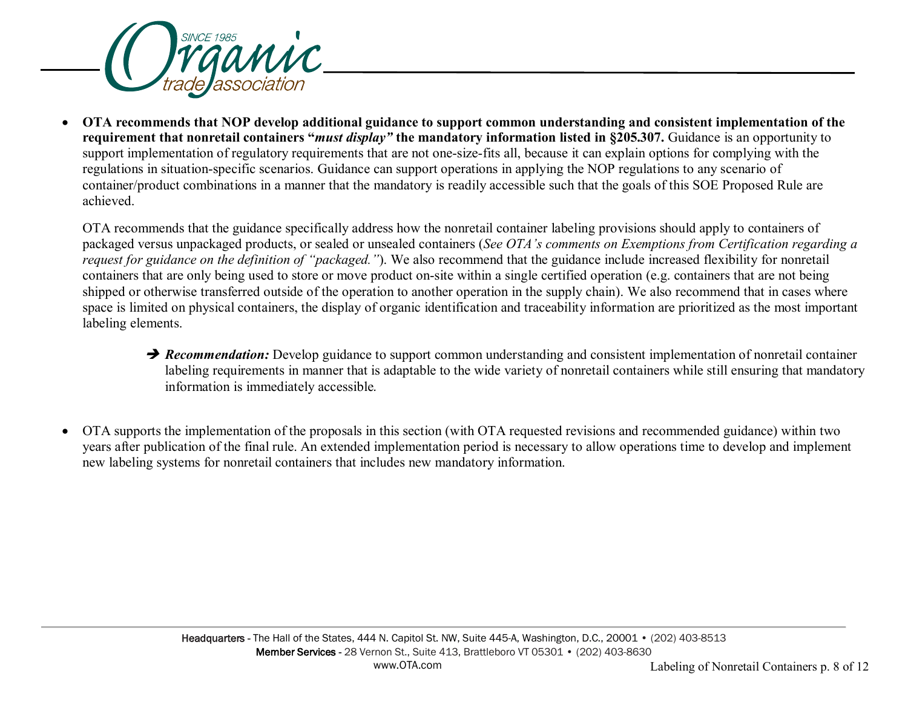- **OTA recommends that NOP develop additional guidance to support common understanding and consistent implementation of the requirement that nonretail containers "*must display"* the mandatory information listed in §205.307.** Guidance is an opportunity to support implementation of regulatory requirements that are not one-size-fits all, because it can explain options for complying with the regulations in situation-specific scenarios. Guidance can support operations in applying the NOP regulations to any scenario of container/product combinations in a manner that the mandatory is readily accessible such that the goals of this SOE Proposed Rule are achieved.

  OTA recommends that the guidance specifically address how the nonretail container labeling provisions should apply to containers of packaged versus unpackaged products, or sealed or unsealed containers (*See OTA's comments on Exemptions from Certification regarding a request for guidance on the definition of "packaged."*). We also recommend that the guidance include increased flexibility for nonretail containers that are only being used to store or move product on-site within a single certified operation (e.g. containers that are not being shipped or otherwise transferred outside of the operation to another operation in the supply chain). We also recommend that in cases where space is limited on physical containers, the display of organic identification and traceability information are prioritized as the most important labeling elements.

  ➔ ***Recommendation:*** Develop guidance to support common understanding and consistent implementation of nonretail container labeling requirements in manner that is adaptable to the wide variety of nonretail containers while still ensuring that mandatory information is immediately accessible.

- OTA supports the implementation of the proposals in this section (with OTA requested revisions and recommended guidance) within two years after publication of the final rule. An extended implementation period is necessary to allow operations time to develop and implement new labeling systems for nonretail containers that includes new mandatory information.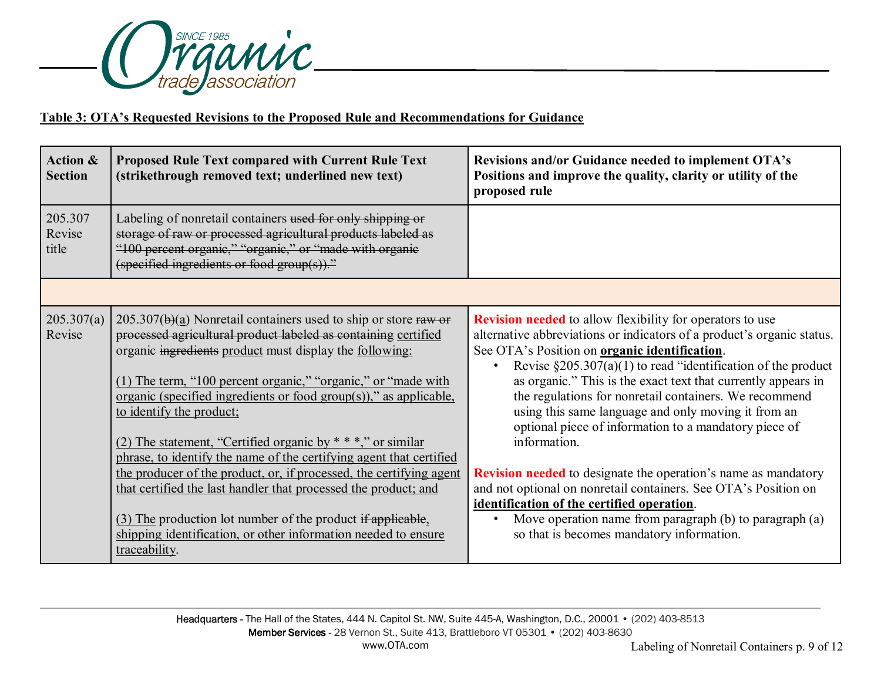**Table 3: OTA's Requested Revisions to the Proposed Rule and Recommendations for Guidance**

| Action & Section | Proposed Rule Text compared with Current Rule Text (strikethrough removed text; underlined new text) | Revisions and/or Guidance needed to implement OTA's Positions and improve the quality, clarity or utility of the proposed rule |
|---|---|---|
| 205.307 Revise title | Labeling of nonretail containers ~~used for only shipping or storage of raw or processed agricultural products labeled as "100 percent organic," "organic," or "made with organic (specified ingredients or food group(s))."~~ | |
| | | |
| 205.307(a) Revise | 205.307(~~b)~~(a) Nonretail containers used to ship or store ~~raw or processed agricultural product labeled as containing~~ certified organic ~~ingredients~~ product must display the following:<br><br>(1) The term, "100 percent organic," "organic," or "made with organic (specified ingredients or food group(s))," as applicable, to identify the product;<br><br>(2) The statement, "Certified organic by * * *," or similar phrase, to identify the name of the certifying agent that certified the producer of the product, or, if processed, the certifying agent that certified the last handler that processed the product; and<br><br>(3) The production lot number of the product ~~if applicable~~, shipping identification, or other information needed to ensure traceability. | **Revision needed** to allow flexibility for operators to use alternative abbreviations or indicators of a product's organic status. See OTA's Position on **organic identification**.<br>• Revise §205.307(a)(1) to read "identification of the product as organic." This is the exact text that currently appears in the regulations for nonretail containers. We recommend using this same language and only moving it from an optional piece of information to a mandatory piece of information.<br><br>**Revision needed** to designate the operation's name as mandatory and not optional on nonretail containers. See OTA's Position on **identification of the certified operation**.<br>• Move operation name from paragraph (b) to paragraph (a) so that is becomes mandatory information. |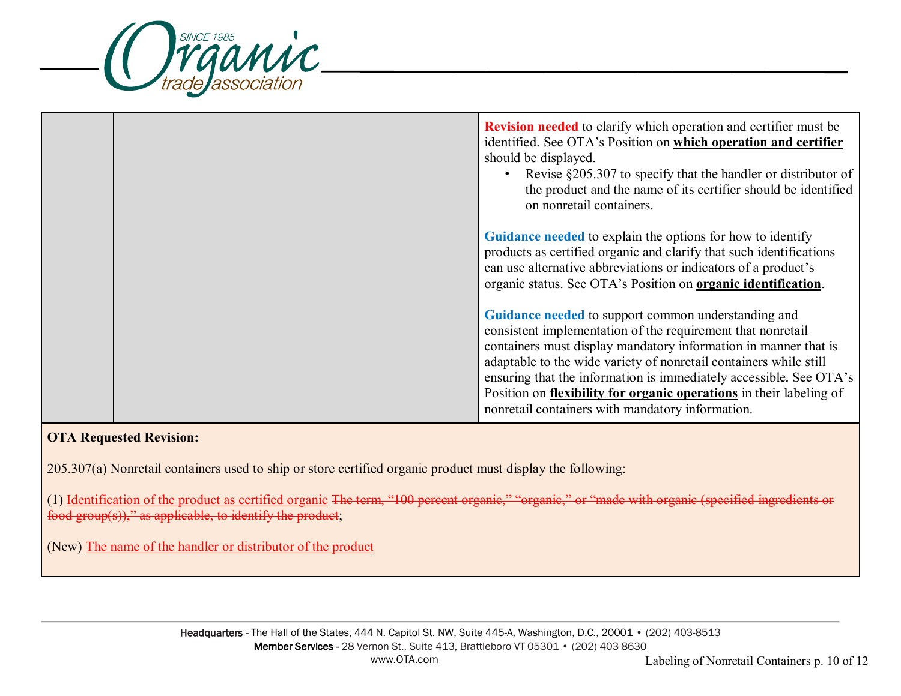| | | |
|---|---|---|
| | | **Revision needed** to clarify which operation and certifier must be identified. See OTA's Position on **which operation and certifier** should be displayed.<br>• Revise §205.307 to specify that the handler or distributor of the product and the name of its certifier should be identified on nonretail containers.<br><br>**Guidance needed** to explain the options for how to identify products as certified organic and clarify that such identifications can use alternative abbreviations or indicators of a product's organic status. See OTA's Position on **organic identification**.<br><br>**Guidance needed** to support common understanding and consistent implementation of the requirement that nonretail containers must display mandatory information in manner that is adaptable to the wide variety of nonretail containers while still ensuring that the information is immediately accessible. See OTA's Position on **flexibility for organic operations** in their labeling of nonretail containers with mandatory information. |

**OTA Requested Revision:**

205.307(a) Nonretail containers used to ship or store certified organic product must display the following:

(1) Identification of the product as certified organic ~~The term, "100 percent organic," "organic," or "made with organic (specified ingredients or food group(s))," as applicable, to identify the product~~;

(New) The name of the handler or distributor of the product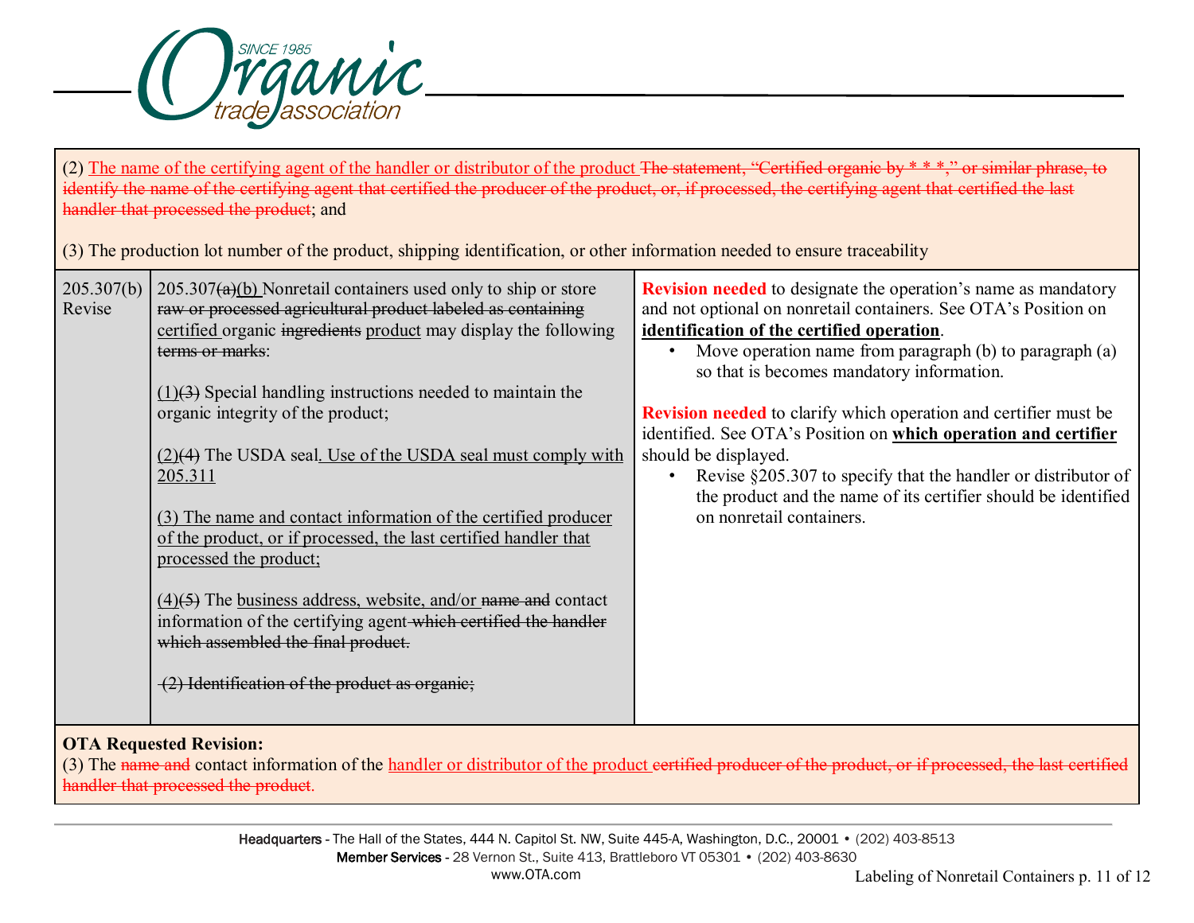(2) The name of the certifying agent of the handler or distributor of the product ~~The statement, "Certified organic by * * *," or similar phrase, to identify the name of the certifying agent that certified the producer of the product, or, if processed, the certifying agent that certified the last handler that processed the product~~; and

(3) The production lot number of the product, shipping identification, or other information needed to ensure traceability

| | | |
|---|---|---|
| 205.307(b) Revise | 205.307~~(a)~~(b) Nonretail containers used only to ship or store ~~raw or processed agricultural product labeled as containing~~ certified organic ~~ingredients~~ product may display the following ~~terms or marks~~:<br><br>(1)~~(3)~~ Special handling instructions needed to maintain the organic integrity of the product;<br><br>(2)~~(4)~~ The USDA seal. Use of the USDA seal must comply with 205.311<br><br>(3) The name and contact information of the certified producer of the product, or if processed, the last certified handler that processed the product;<br><br>(4)~~(5)~~ The business address, website, and/or ~~name and~~ contact information of the certifying agent ~~which certified the handler which assembled the final product.~~<br><br>~~(2) Identification of the product as organic;~~ | **Revision needed** to designate the operation's name as mandatory and not optional on nonretail containers. See OTA's Position on **identification of the certified operation**.<br>• Move operation name from paragraph (b) to paragraph (a) so that is becomes mandatory information.<br><br>**Revision needed** to clarify which operation and certifier must be identified. See OTA's Position on **which operation and certifier** should be displayed.<br>• Revise §205.307 to specify that the handler or distributor of the product and the name of its certifier should be identified on nonretail containers. |

**OTA Requested Revision:**
(3) The ~~name and~~ contact information of the handler or distributor of the product ~~certified producer of the product, or if processed, the last certified handler that processed the product~~.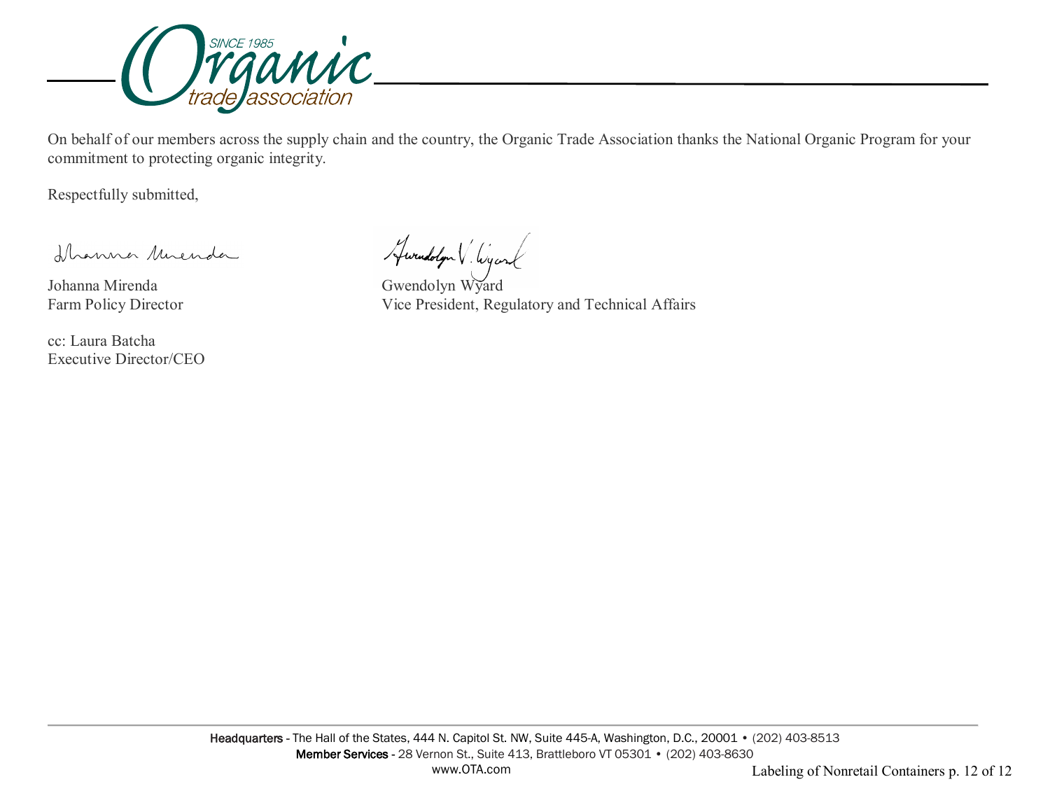On behalf of our members across the supply chain and the country, the Organic Trade Association thanks the National Organic Program for your commitment to protecting organic integrity.

Respectfully submitted,

Johanna Mirenda
Farm Policy Director

Gwendolyn Wyard
Vice President, Regulatory and Technical Affairs

cc: Laura Batcha
Executive Director/CEO